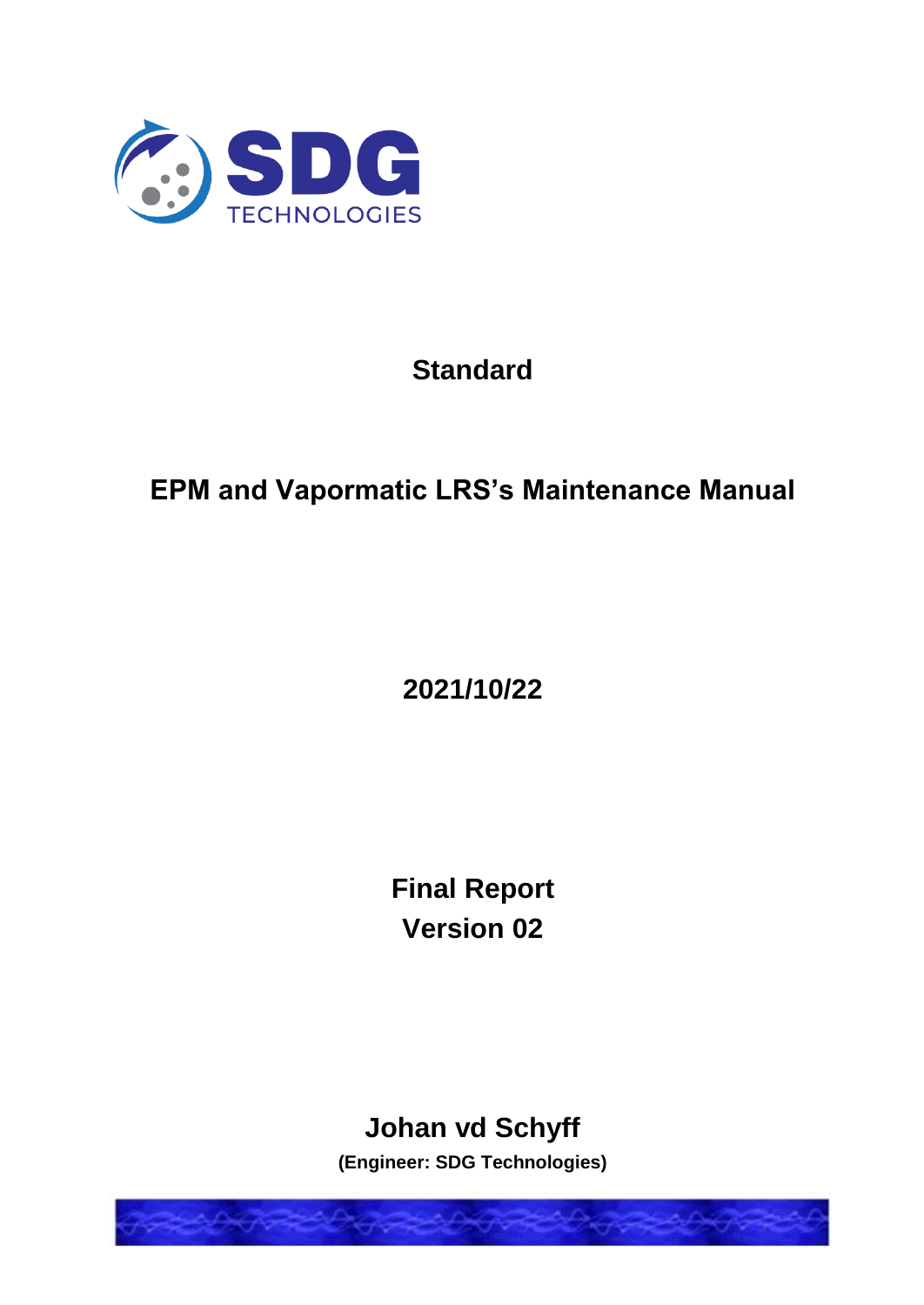**Standard**

# EPM and Vapormatic LRS's Maintenance Manual

**2021/10/22**

**Final Report**
**Version 02**

**Johan vd Schyff**

**(Engineer: SDG Technologies)**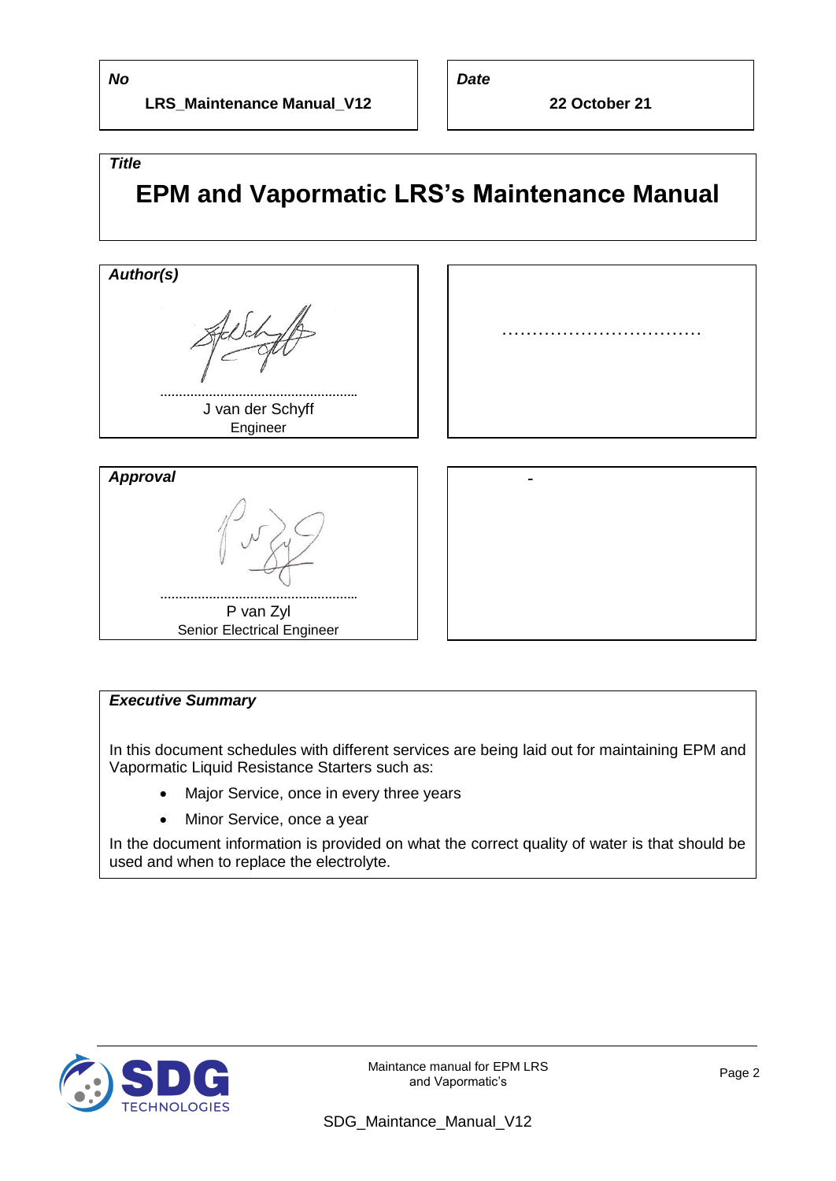| ***No*** | ***Date*** |
| --- | --- |
| **LRS_Maintenance Manual_V12** | **22 October 21** |

***Title***

# EPM and Vapormatic LRS's Maintenance Manual

| ***Author(s)*** | |
| --- | --- |
| ………………………………………… | …………………………… |
| J van der Schyff | |
| Engineer | |

| ***Approval*** | - |
| --- | --- |
| ………………………………………… | |
| P van Zyl | |
| Senior Electrical Engineer | |

***Executive Summary***

In this document schedules with different services are being laid out for maintaining EPM and Vapormatic Liquid Resistance Starters such as:

- Major Service, once in every three years
- Minor Service, once a year

In the document information is provided on what the correct quality of water is that should be used and when to replace the electrolyte.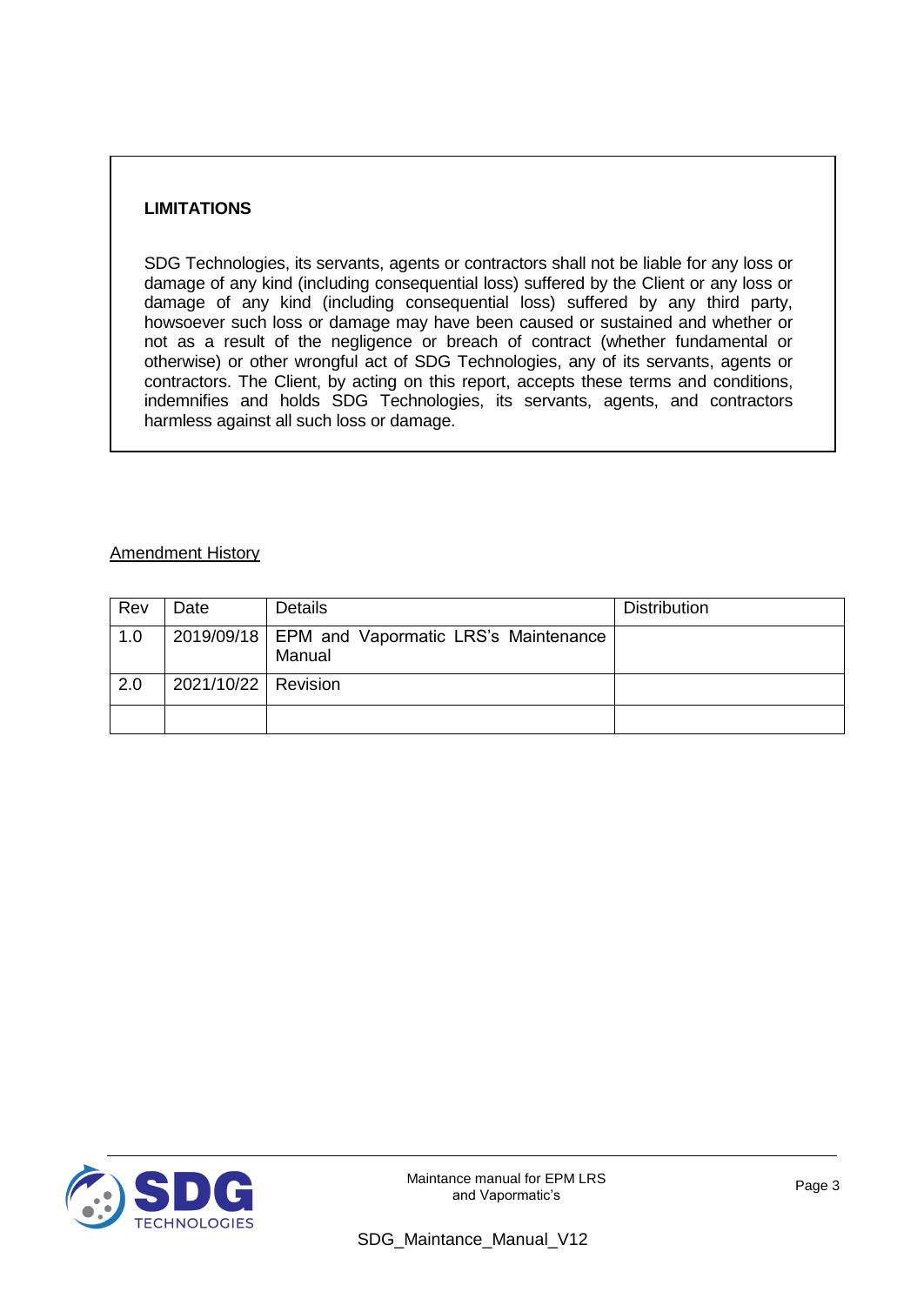**LIMITATIONS**

SDG Technologies, its servants, agents or contractors shall not be liable for any loss or damage of any kind (including consequential loss) suffered by the Client or any loss or damage of any kind (including consequential loss) suffered by any third party, howsoever such loss or damage may have been caused or sustained and whether or not as a result of the negligence or breach of contract (whether fundamental or otherwise) or other wrongful act of SDG Technologies, any of its servants, agents or contractors. The Client, by acting on this report, accepts these terms and conditions, indemnifies and holds SDG Technologies, its servants, agents, and contractors harmless against all such loss or damage.

Amendment History

| Rev | Date | Details | Distribution |
| --- | --- | --- | --- |
| 1.0 | 2019/09/18 | EPM and Vapormatic LRS's Maintenance Manual | |
| 2.0 | 2021/10/22 | Revision | |
| | | | |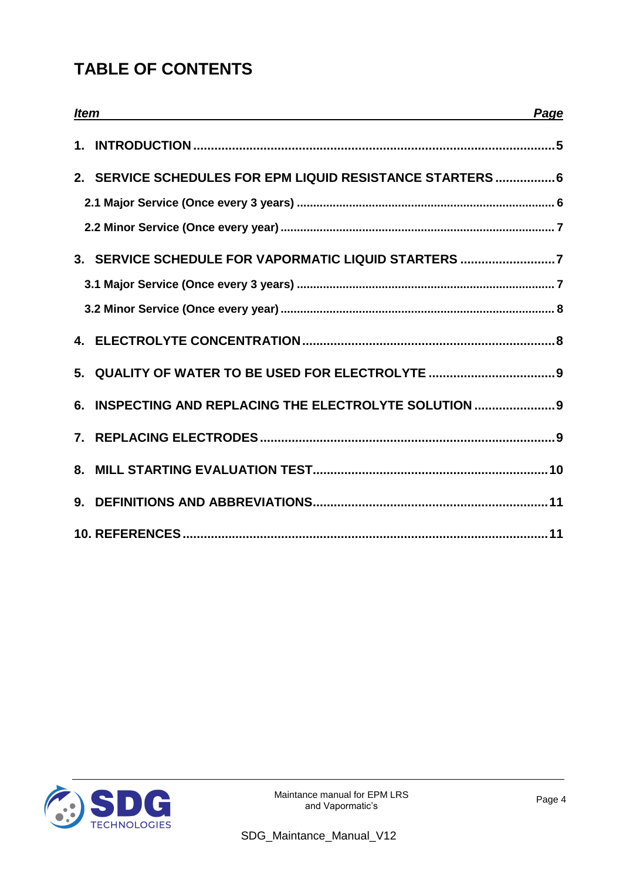# TABLE OF CONTENTS

| *Item* | *Page* |
|---|---|
| **1. INTRODUCTION** | **5** |
| **2. SERVICE SCHEDULES FOR EPM LIQUID RESISTANCE STARTERS** | **6** |
| **2.1 Major Service (Once every 3 years)** | **6** |
| **2.2 Minor Service (Once every year)** | **7** |
| **3. SERVICE SCHEDULE FOR VAPORMATIC LIQUID STARTERS** | **7** |
| **3.1 Major Service (Once every 3 years)** | **7** |
| **3.2 Minor Service (Once every year)** | **8** |
| **4. ELECTROLYTE CONCENTRATION** | **8** |
| **5. QUALITY OF WATER TO BE USED FOR ELECTROLYTE** | **9** |
| **6. INSPECTING AND REPLACING THE ELECTROLYTE SOLUTION** | **9** |
| **7. REPLACING ELECTRODES** | **9** |
| **8. MILL STARTING EVALUATION TEST** | **10** |
| **9. DEFINITIONS AND ABBREVIATIONS** | **11** |
| **10. REFERENCES** | **11** |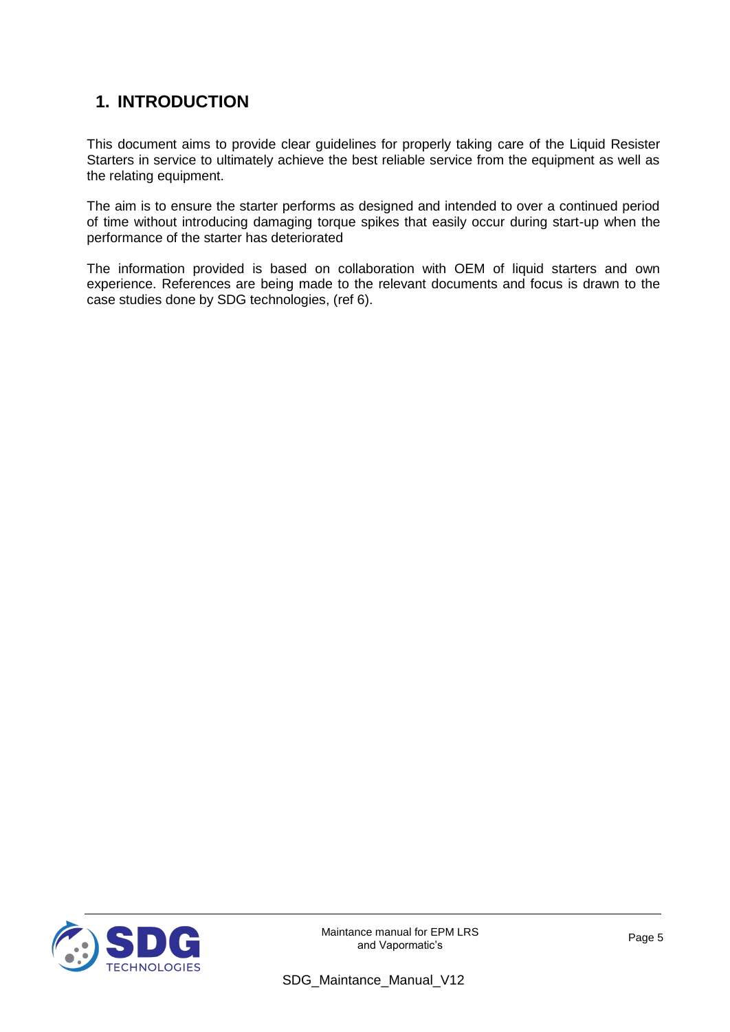# 1. INTRODUCTION

This document aims to provide clear guidelines for properly taking care of the Liquid Resister Starters in service to ultimately achieve the best reliable service from the equipment as well as the relating equipment.

The aim is to ensure the starter performs as designed and intended to over a continued period of time without introducing damaging torque spikes that easily occur during start-up when the performance of the starter has deteriorated

The information provided is based on collaboration with OEM of liquid starters and own experience. References are being made to the relevant documents and focus is drawn to the case studies done by SDG technologies, (ref 6).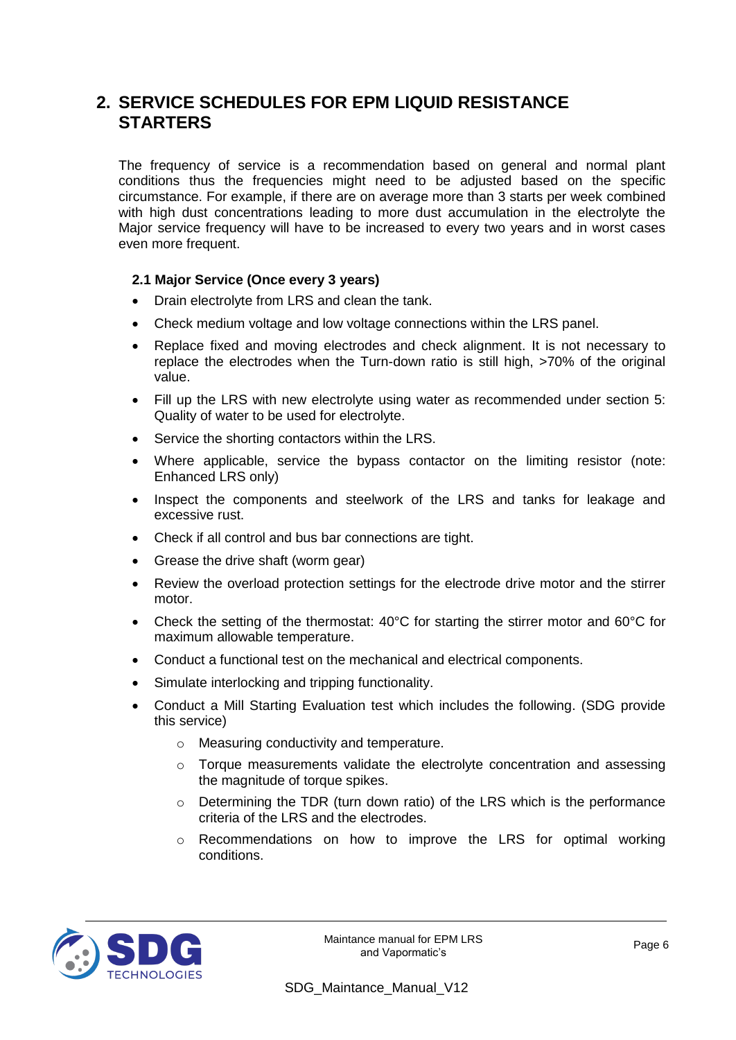# 2. SERVICE SCHEDULES FOR EPM LIQUID RESISTANCE STARTERS

The frequency of service is a recommendation based on general and normal plant conditions thus the frequencies might need to be adjusted based on the specific circumstance. For example, if there are on average more than 3 starts per week combined with high dust concentrations leading to more dust accumulation in the electrolyte the Major service frequency will have to be increased to every two years and in worst cases even more frequent.

### 2.1 Major Service (Once every 3 years)

- Drain electrolyte from LRS and clean the tank.
- Check medium voltage and low voltage connections within the LRS panel.
- Replace fixed and moving electrodes and check alignment. It is not necessary to replace the electrodes when the Turn-down ratio is still high, >70% of the original value.
- Fill up the LRS with new electrolyte using water as recommended under section 5: Quality of water to be used for electrolyte.
- Service the shorting contactors within the LRS.
- Where applicable, service the bypass contactor on the limiting resistor (note: Enhanced LRS only)
- Inspect the components and steelwork of the LRS and tanks for leakage and excessive rust.
- Check if all control and bus bar connections are tight.
- Grease the drive shaft (worm gear)
- Review the overload protection settings for the electrode drive motor and the stirrer motor.
- Check the setting of the thermostat: 40°C for starting the stirrer motor and 60°C for maximum allowable temperature.
- Conduct a functional test on the mechanical and electrical components.
- Simulate interlocking and tripping functionality.
- Conduct a Mill Starting Evaluation test which includes the following. (SDG provide this service)
    - Measuring conductivity and temperature.
    - Torque measurements validate the electrolyte concentration and assessing the magnitude of torque spikes.
    - Determining the TDR (turn down ratio) of the LRS which is the performance criteria of the LRS and the electrodes.
    - Recommendations on how to improve the LRS for optimal working conditions.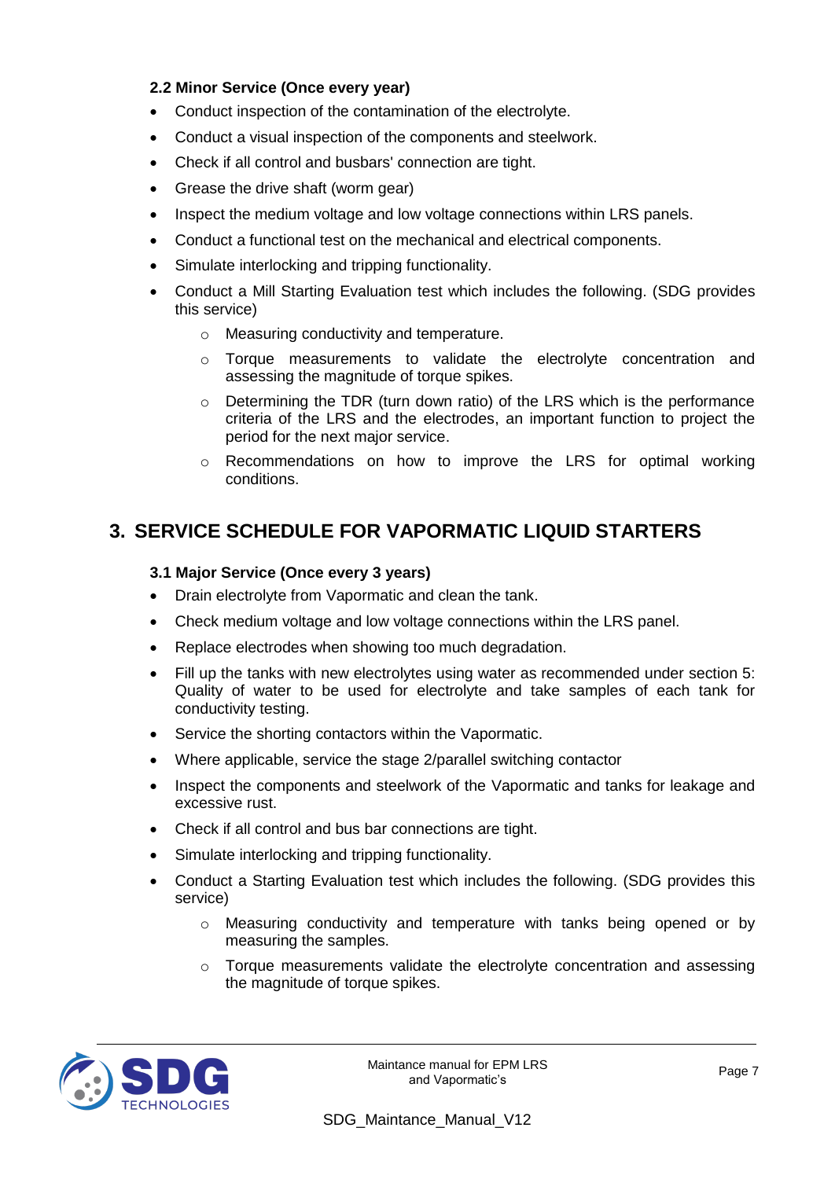### 2.2 Minor Service (Once every year)

- Conduct inspection of the contamination of the electrolyte.
- Conduct a visual inspection of the components and steelwork.
- Check if all control and busbars' connection are tight.
- Grease the drive shaft (worm gear)
- Inspect the medium voltage and low voltage connections within LRS panels.
- Conduct a functional test on the mechanical and electrical components.
- Simulate interlocking and tripping functionality.
- Conduct a Mill Starting Evaluation test which includes the following. (SDG provides this service)
    - Measuring conductivity and temperature.
    - Torque measurements to validate the electrolyte concentration and assessing the magnitude of torque spikes.
    - Determining the TDR (turn down ratio) of the LRS which is the performance criteria of the LRS and the electrodes, an important function to project the period for the next major service.
    - Recommendations on how to improve the LRS for optimal working conditions.

## 3. SERVICE SCHEDULE FOR VAPORMATIC LIQUID STARTERS

### 3.1 Major Service (Once every 3 years)

- Drain electrolyte from Vapormatic and clean the tank.
- Check medium voltage and low voltage connections within the LRS panel.
- Replace electrodes when showing too much degradation.
- Fill up the tanks with new electrolytes using water as recommended under section 5: Quality of water to be used for electrolyte and take samples of each tank for conductivity testing.
- Service the shorting contactors within the Vapormatic.
- Where applicable, service the stage 2/parallel switching contactor
- Inspect the components and steelwork of the Vapormatic and tanks for leakage and excessive rust.
- Check if all control and bus bar connections are tight.
- Simulate interlocking and tripping functionality.
- Conduct a Starting Evaluation test which includes the following. (SDG provides this service)
    - Measuring conductivity and temperature with tanks being opened or by measuring the samples.
    - Torque measurements validate the electrolyte concentration and assessing the magnitude of torque spikes.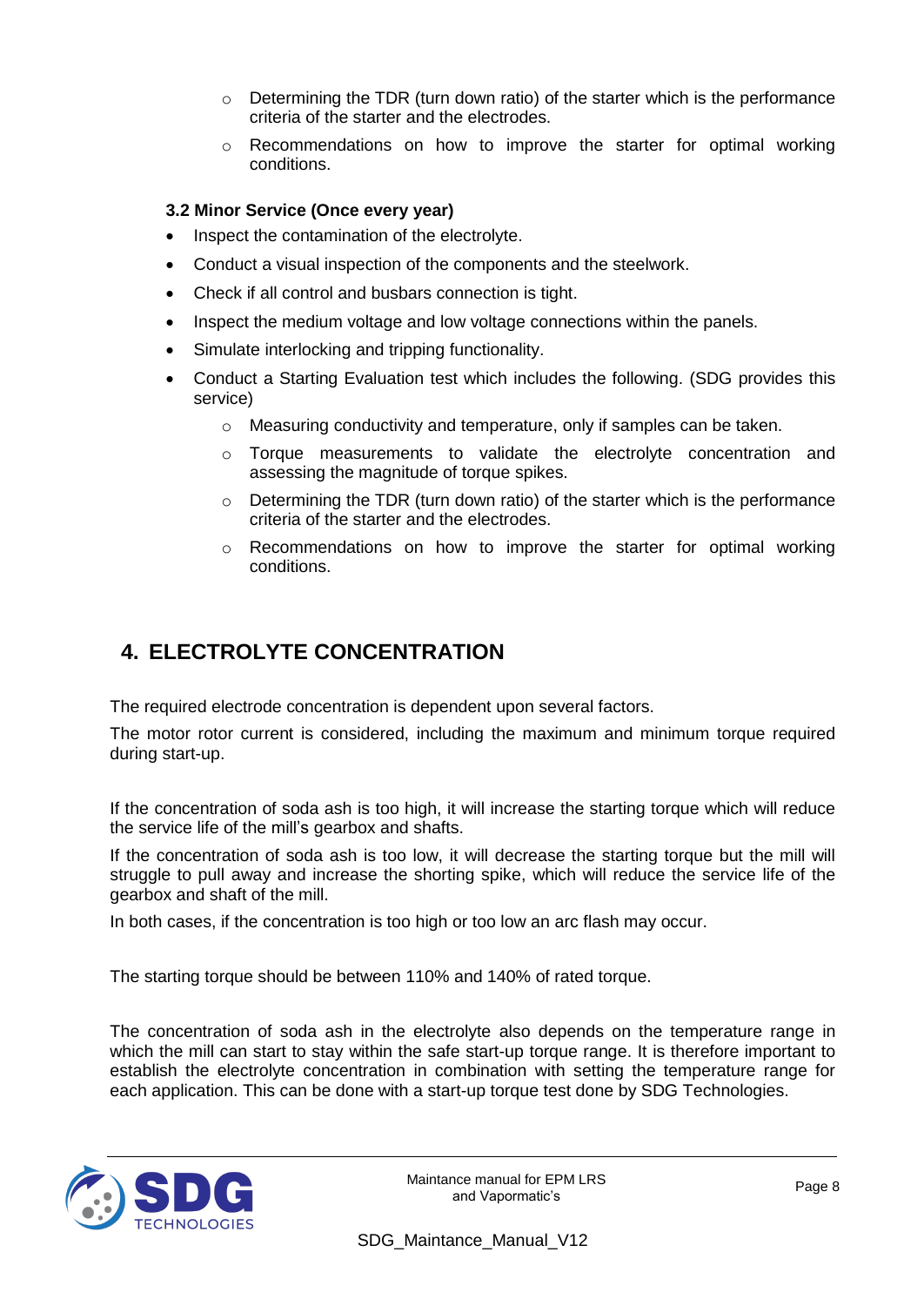- Determining the TDR (turn down ratio) of the starter which is the performance criteria of the starter and the electrodes.
- Recommendations on how to improve the starter for optimal working conditions.

### 3.2 Minor Service (Once every year)

- Inspect the contamination of the electrolyte.
- Conduct a visual inspection of the components and the steelwork.
- Check if all control and busbars connection is tight.
- Inspect the medium voltage and low voltage connections within the panels.
- Simulate interlocking and tripping functionality.
- Conduct a Starting Evaluation test which includes the following. (SDG provides this service)
  - Measuring conductivity and temperature, only if samples can be taken.
  - Torque measurements to validate the electrolyte concentration and assessing the magnitude of torque spikes.
  - Determining the TDR (turn down ratio) of the starter which is the performance criteria of the starter and the electrodes.
  - Recommendations on how to improve the starter for optimal working conditions.

## 4. ELECTROLYTE CONCENTRATION

The required electrode concentration is dependent upon several factors.

The motor rotor current is considered, including the maximum and minimum torque required during start-up.

If the concentration of soda ash is too high, it will increase the starting torque which will reduce the service life of the mill's gearbox and shafts.

If the concentration of soda ash is too low, it will decrease the starting torque but the mill will struggle to pull away and increase the shorting spike, which will reduce the service life of the gearbox and shaft of the mill.

In both cases, if the concentration is too high or too low an arc flash may occur.

The starting torque should be between 110% and 140% of rated torque.

The concentration of soda ash in the electrolyte also depends on the temperature range in which the mill can start to stay within the safe start-up torque range. It is therefore important to establish the electrolyte concentration in combination with setting the temperature range for each application. This can be done with a start-up torque test done by SDG Technologies.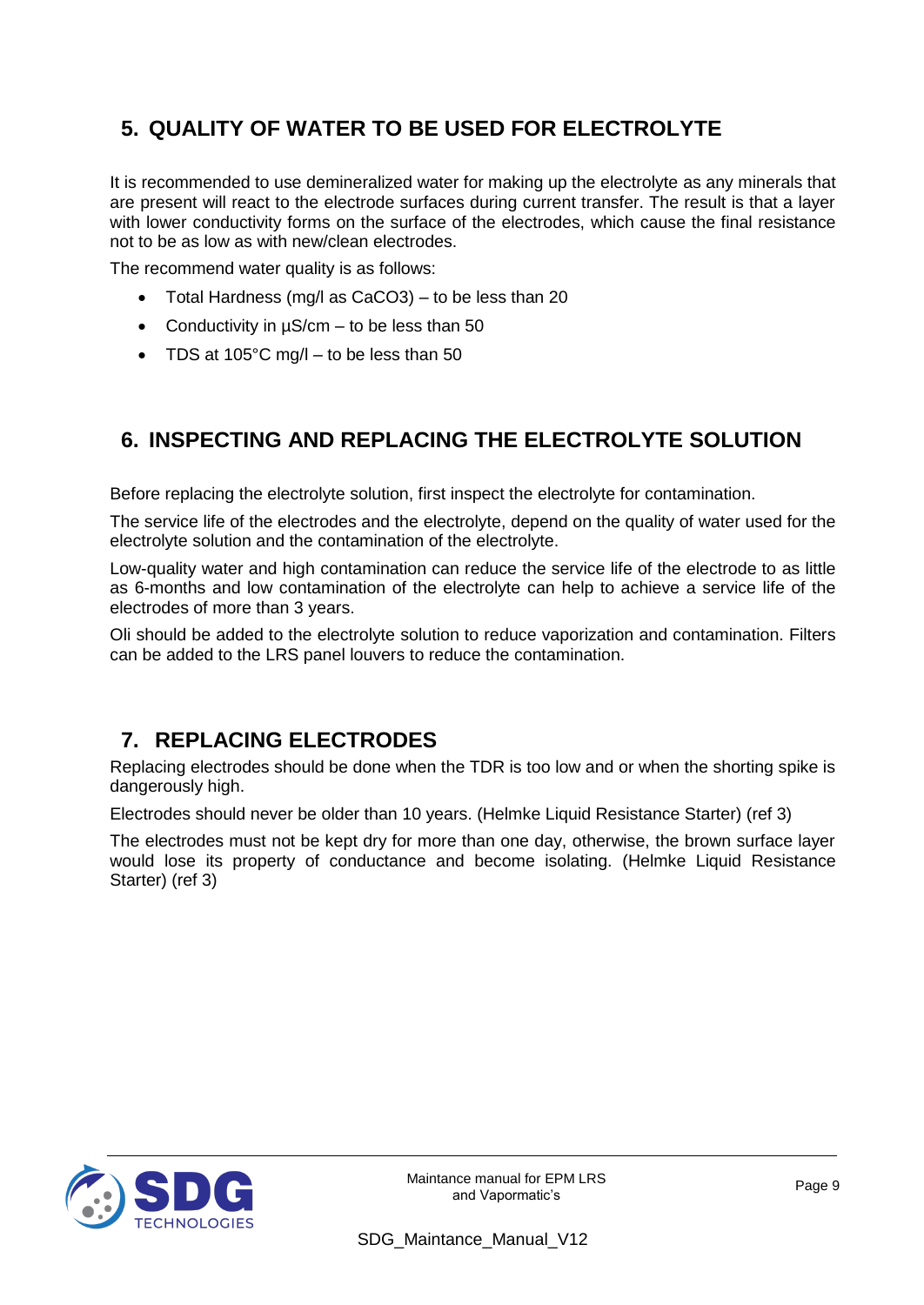## 5. QUALITY OF WATER TO BE USED FOR ELECTROLYTE

It is recommended to use demineralized water for making up the electrolyte as any minerals that are present will react to the electrode surfaces during current transfer. The result is that a layer with lower conductivity forms on the surface of the electrodes, which cause the final resistance not to be as low as with new/clean electrodes.

The recommend water quality is as follows:

- Total Hardness (mg/l as $CaCO_3$) – to be less than 20
- Conductivity in µS/cm – to be less than 50
- TDS at 105°C mg/l – to be less than 50

## 6. INSPECTING AND REPLACING THE ELECTROLYTE SOLUTION

Before replacing the electrolyte solution, first inspect the electrolyte for contamination.

The service life of the electrodes and the electrolyte, depend on the quality of water used for the electrolyte solution and the contamination of the electrolyte.

Low-quality water and high contamination can reduce the service life of the electrode to as little as 6-months and low contamination of the electrolyte can help to achieve a service life of the electrodes of more than 3 years.

Oli should be added to the electrolyte solution to reduce vaporization and contamination. Filters can be added to the LRS panel louvers to reduce the contamination.

## 7. REPLACING ELECTRODES

Replacing electrodes should be done when the TDR is too low and or when the shorting spike is dangerously high.

Electrodes should never be older than 10 years. (Helmke Liquid Resistance Starter) (ref 3)

The electrodes must not be kept dry for more than one day, otherwise, the brown surface layer would lose its property of conductance and become isolating. (Helmke Liquid Resistance Starter) (ref 3)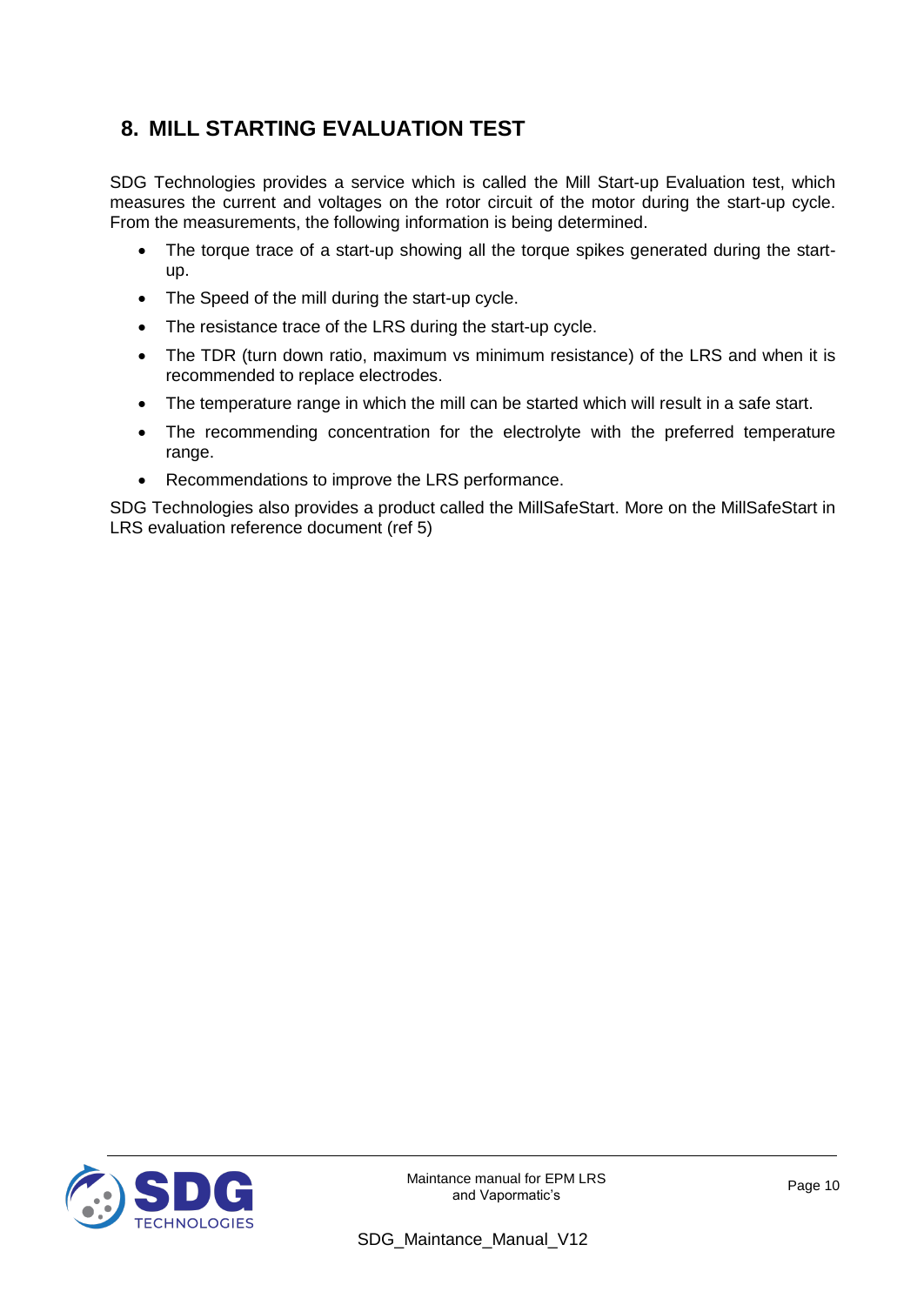## 8. MILL STARTING EVALUATION TEST

SDG Technologies provides a service which is called the Mill Start-up Evaluation test, which measures the current and voltages on the rotor circuit of the motor during the start-up cycle. From the measurements, the following information is being determined.

- The torque trace of a start-up showing all the torque spikes generated during the start-up.
- The Speed of the mill during the start-up cycle.
- The resistance trace of the LRS during the start-up cycle.
- The TDR (turn down ratio, maximum vs minimum resistance) of the LRS and when it is recommended to replace electrodes.
- The temperature range in which the mill can be started which will result in a safe start.
- The recommending concentration for the electrolyte with the preferred temperature range.
- Recommendations to improve the LRS performance.

SDG Technologies also provides a product called the MillSafeStart. More on the MillSafeStart in LRS evaluation reference document (ref 5)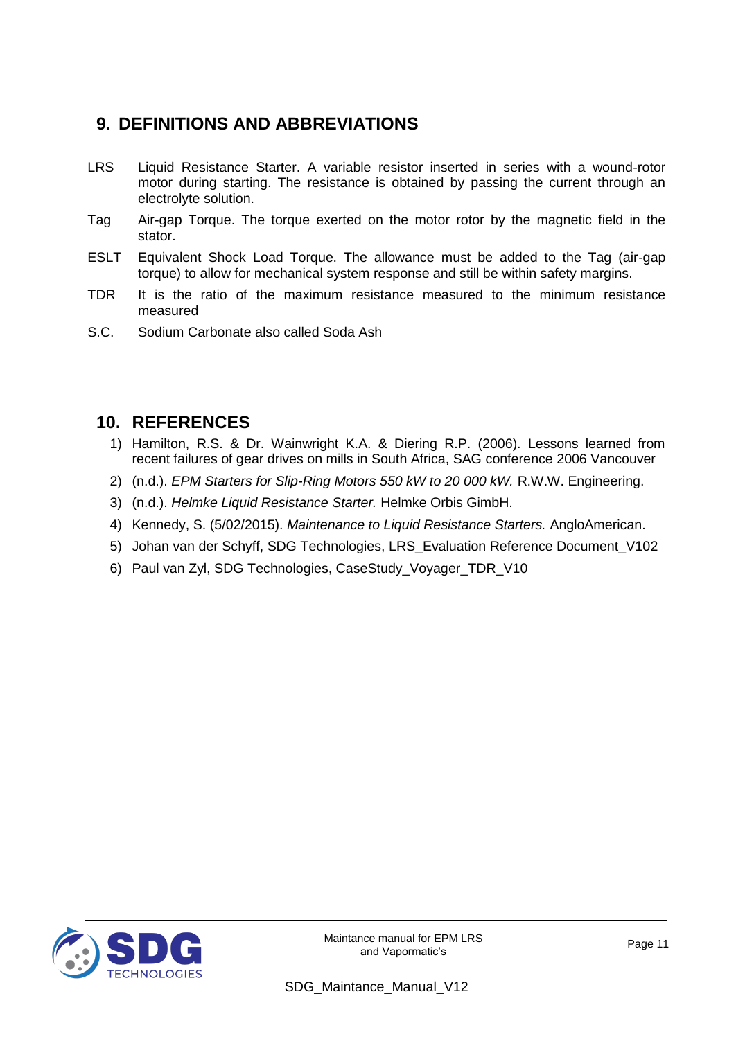## 9. DEFINITIONS AND ABBREVIATIONS

LRS Liquid Resistance Starter. A variable resistor inserted in series with a wound-rotor motor during starting. The resistance is obtained by passing the current through an electrolyte solution.

Tag Air-gap Torque. The torque exerted on the motor rotor by the magnetic field in the stator.

ESLT Equivalent Shock Load Torque. The allowance must be added to the Tag (air-gap torque) to allow for mechanical system response and still be within safety margins.

TDR It is the ratio of the maximum resistance measured to the minimum resistance measured

S.C. Sodium Carbonate also called Soda Ash

## 10. REFERENCES

1) Hamilton, R.S. & Dr. Wainwright K.A. & Diering R.P. (2006). Lessons learned from recent failures of gear drives on mills in South Africa, SAG conference 2006 Vancouver
2) (n.d.). *EPM Starters for Slip-Ring Motors 550 kW to 20 000 kW.* R.W.W. Engineering.
3) (n.d.). *Helmke Liquid Resistance Starter.* Helmke Orbis GimbH.
4) Kennedy, S. (5/02/2015). *Maintenance to Liquid Resistance Starters.* AngloAmerican.
5) Johan van der Schyff, SDG Technologies, LRS_Evaluation Reference Document_V102
6) Paul van Zyl, SDG Technologies, CaseStudy_Voyager_TDR_V10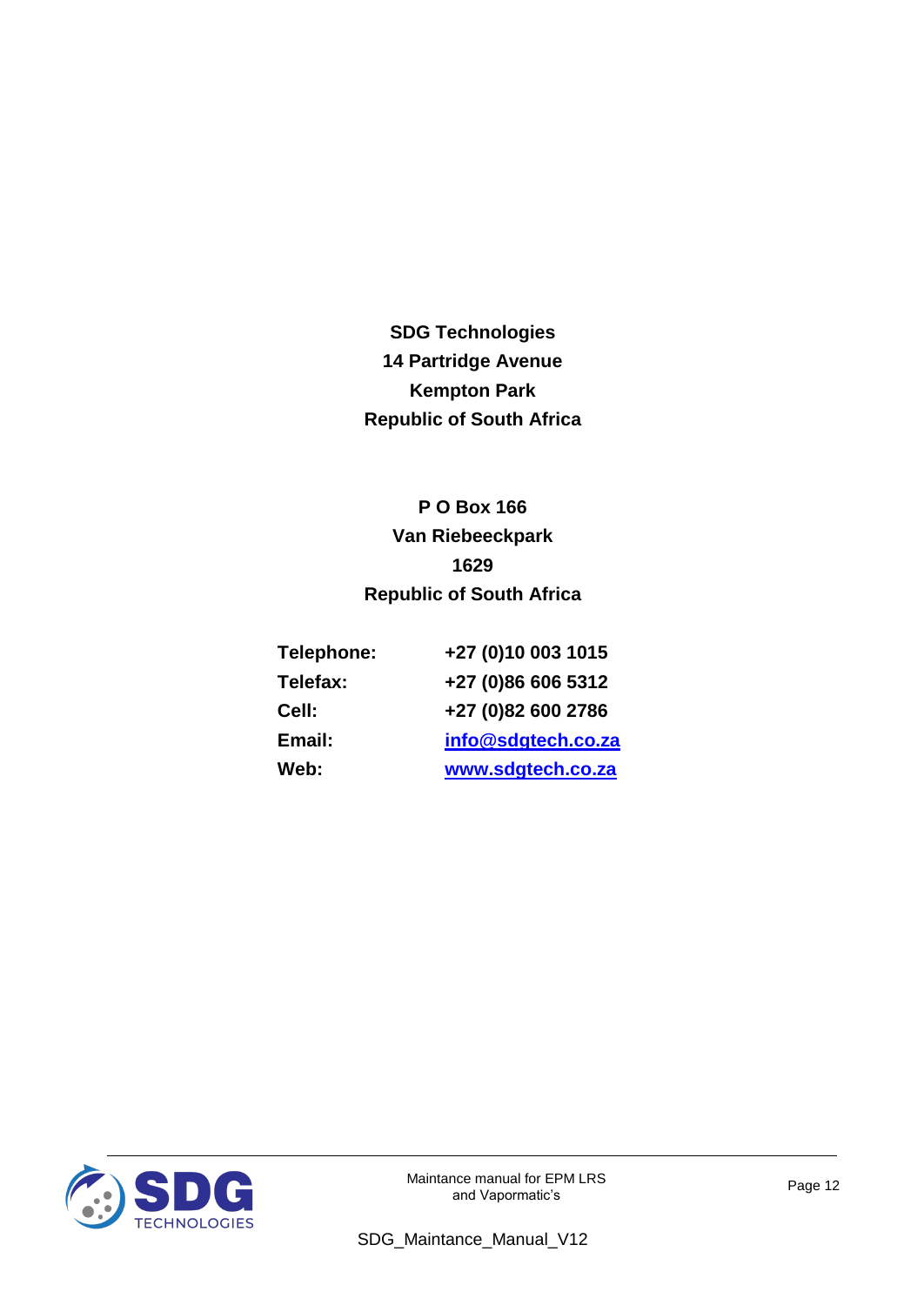**SDG Technologies**
**14 Partridge Avenue**
**Kempton Park**
**Republic of South Africa**

**P O Box 166**
**Van Riebeeckpark**
**1629**
**Republic of South Africa**

| | |
|---|---|
| **Telephone:** | **+27 (0)10 003 1015** |
| **Telefax:** | **+27 (0)86 606 5312** |
| **Cell:** | **+27 (0)82 600 2786** |
| **Email:** | **info@sdgtech.co.za** |
| **Web:** | **www.sdgtech.co.za** |